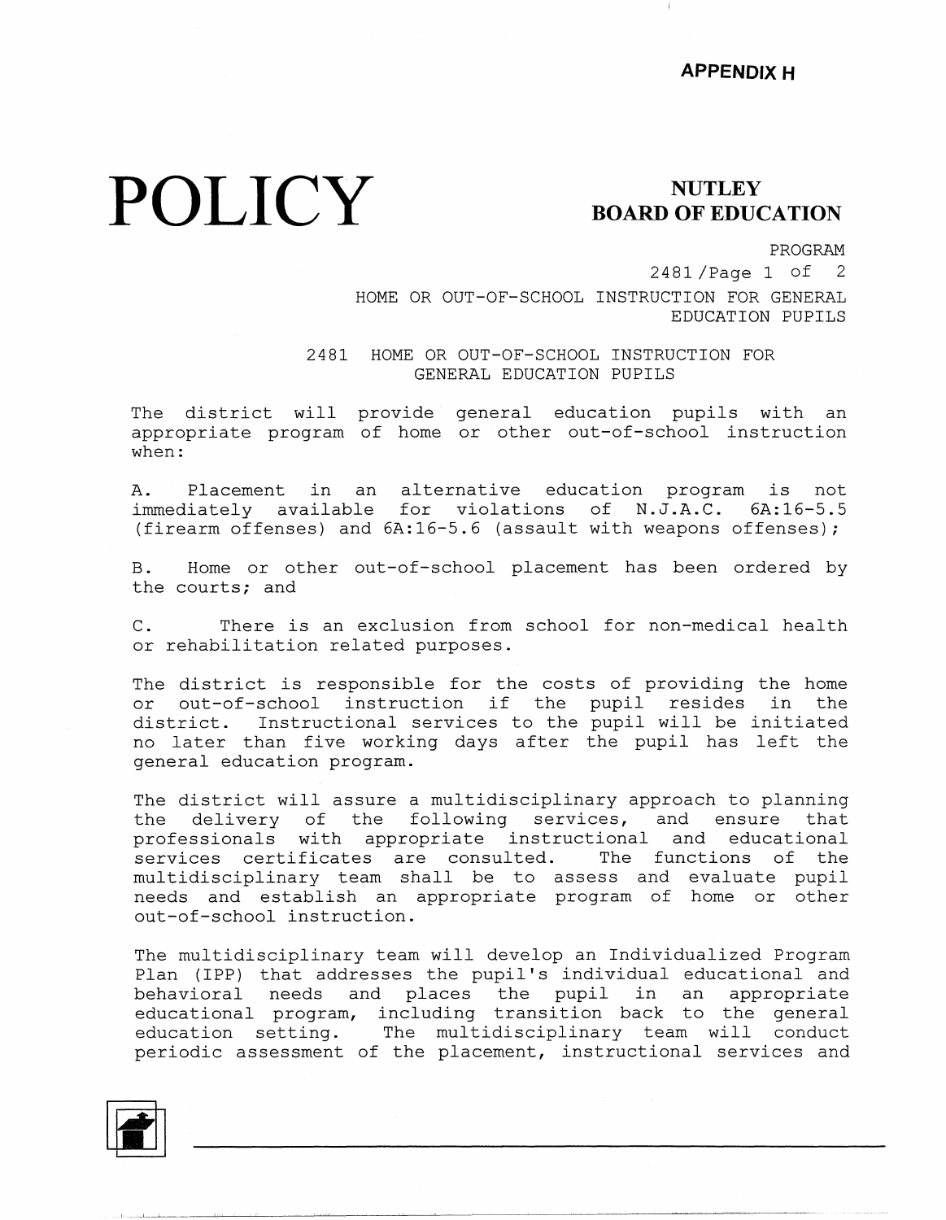APPENDIX H

# POLICY

**NUTLEY BOARD OF EDUCATION**

PROGRAM

## 2481 HOME OR OUT-OF-SCHOOL INSTRUCTION FOR GENERAL EDUCATION PUPILS

The district will provide general education pupils with an appropriate program of home or other out-of-school instruction when:

A. Placement in an alternative education program is not immediately available for violations of N.J.A.C. 6A:16-5.5 (firearm offenses) and 6A:16-5.6 (assault with weapons offenses);

B. Home or other out-of-school placement has been ordered by the courts; and

C. There is an exclusion from school for non-medical health or rehabilitation related purposes.

The district is responsible for the costs of providing the home or out-of-school instruction if the pupil resides in the district. Instructional services to the pupil will be initiated no later than five working days after the pupil has left the general education program.

The district will assure a multidisciplinary approach to planning the delivery of the following services, and ensure that professionals with appropriate instructional and educational services certificates are consulted. The functions of the multidisciplinary team shall be to assess and evaluate pupil needs and establish an appropriate program of home or other out-of-school instruction.

The multidisciplinary team will develop an Individualized Program Plan (IPP) that addresses the pupil's individual educational and behavioral needs and places the pupil in an appropriate educational program, including transition back to the general education setting. The multidisciplinary team will conduct periodic assessment of the placement, instructional services and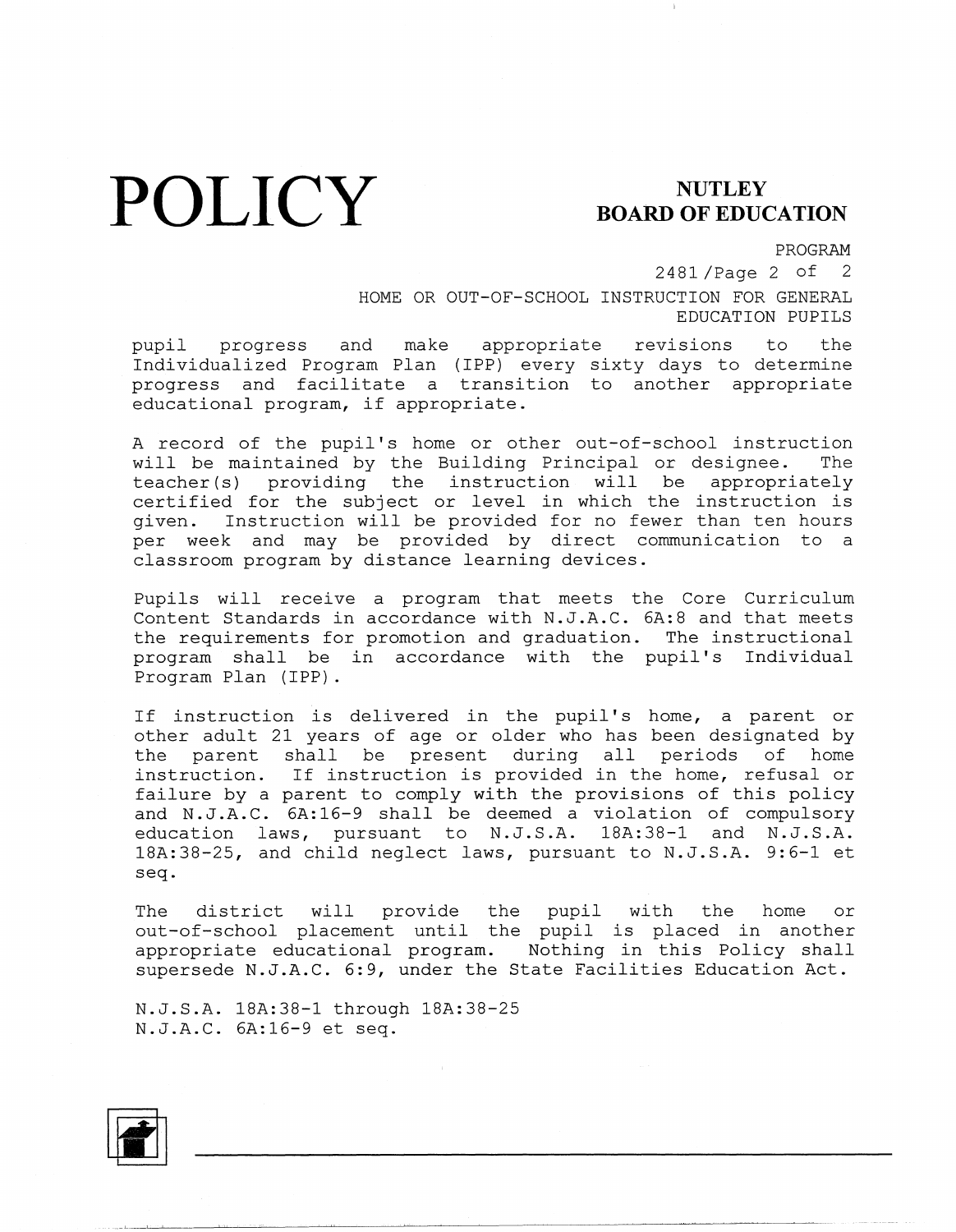pupil progress and make appropriate revisions to the Individualized Program Plan (IPP) every sixty days to determine progress and facilitate a transition to another appropriate educational program, if appropriate.

A record of the pupil's home or other out-of-school instruction will be maintained by the Building Principal or designee. The teacher(s) providing the instruction will be appropriately certified for the subject or level in which the instruction is given. Instruction will be provided for no fewer than ten hours per week and may be provided by direct communication to a classroom program by distance learning devices.

Pupils will receive a program that meets the Core Curriculum Content Standards in accordance with N.J.A.C. 6A:8 and that meets the requirements for promotion and graduation. The instructional program shall be in accordance with the pupil's Individual Program Plan (IPP).

If instruction is delivered in the pupil's home, a parent or other adult 21 years of age or older who has been designated by the parent shall be present during all periods of home instruction. If instruction is provided in the home, refusal or failure by a parent to comply with the provisions of this policy and N.J.A.C. 6A:16-9 shall be deemed a violation of compulsory education laws, pursuant to N.J.S.A. 18A:38-1 and N.J.S.A. 18A:38-25, and child neglect laws, pursuant to N.J.S.A. 9:6-1 et seq.

The district will provide the pupil with the home or out-of-school placement until the pupil is placed in another appropriate educational program. Nothing in this Policy shall supersede N.J.A.C. 6:9, under the State Facilities Education Act.

N.J.S.A. 18A:38-1 through 18A:38-25
N.J.A.C. 6A:16-9 et seq.